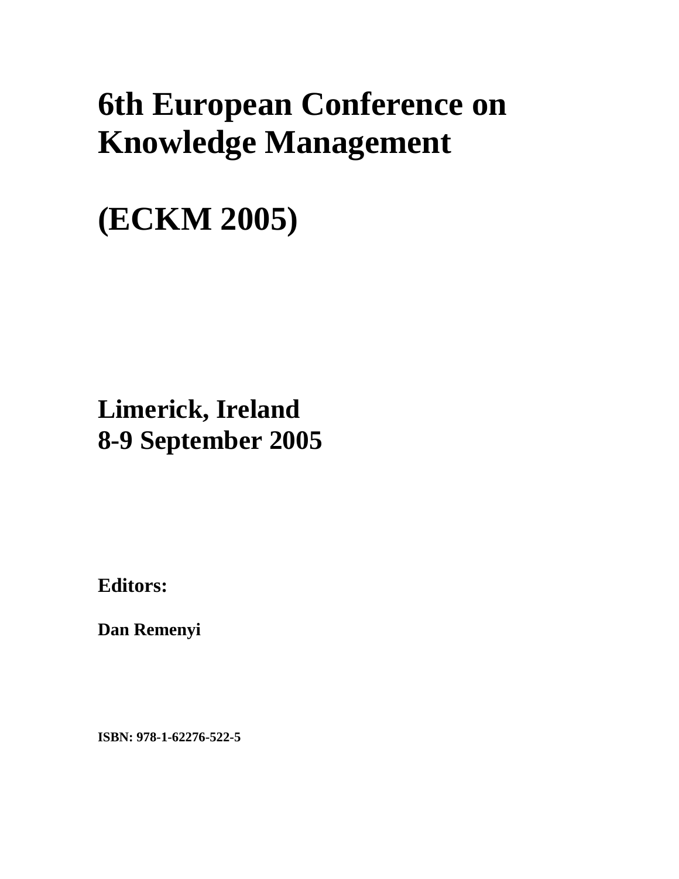# 6th European Conference on Knowledge Management

# (ECKM 2005)

## Limerick, Ireland
## 8-9 September 2005

**Editors:**

**Dan Remenyi**

**ISBN: 978-1-62276-522-5**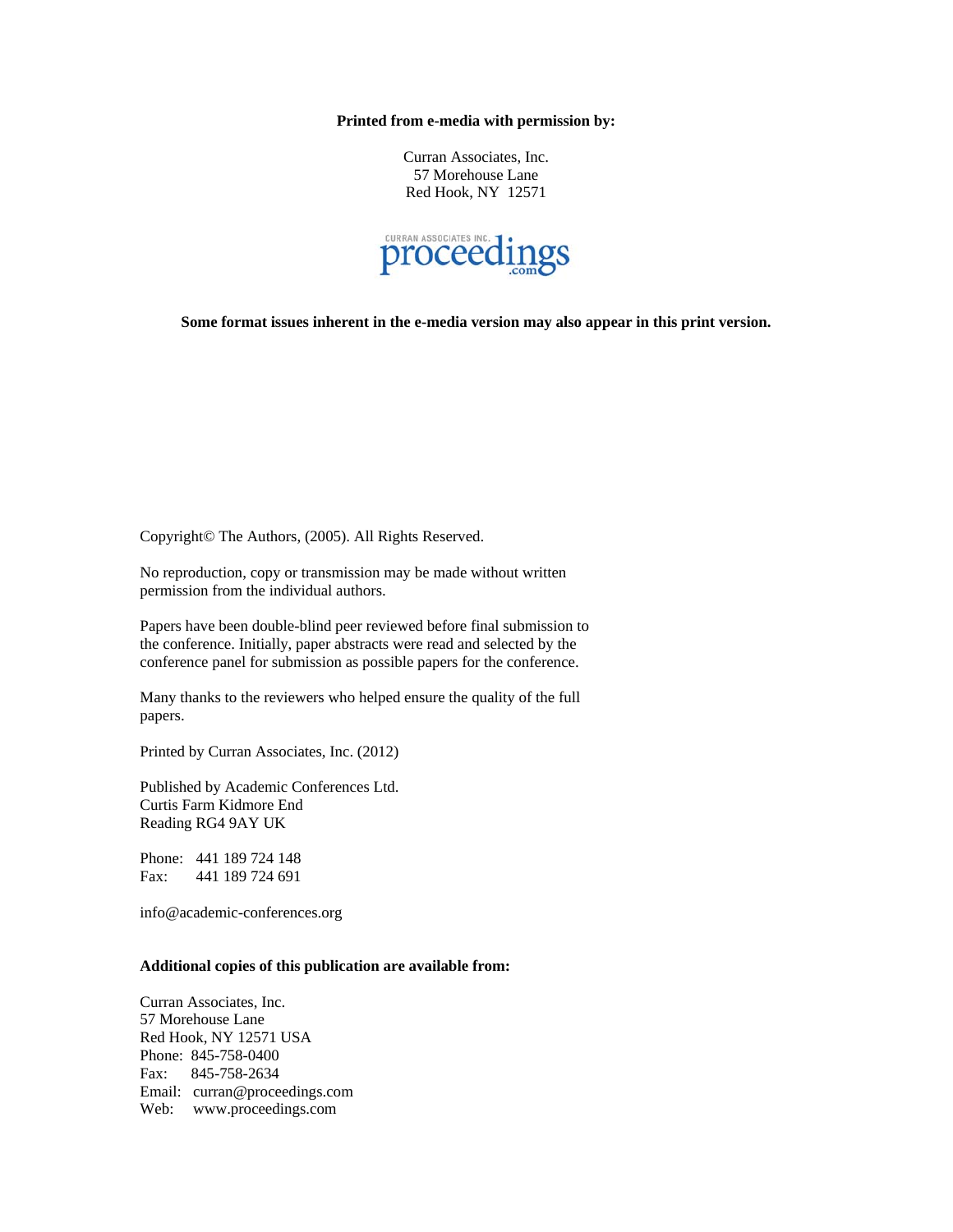**Printed from e-media with permission by:**

Curran Associates, Inc.
57 Morehouse Lane
Red Hook, NY 12571

**Some format issues inherent in the e-media version may also appear in this print version.**

Copyright© The Authors, (2005). All Rights Reserved.

No reproduction, copy or transmission may be made without written permission from the individual authors.

Papers have been double-blind peer reviewed before final submission to the conference. Initially, paper abstracts were read and selected by the conference panel for submission as possible papers for the conference.

Many thanks to the reviewers who helped ensure the quality of the full papers.

Printed by Curran Associates, Inc. (2012)

Published by Academic Conferences Ltd.
Curtis Farm Kidmore End
Reading RG4 9AY UK

Phone: 441 189 724 148
Fax: 441 189 724 691

info@academic-conferences.org

**Additional copies of this publication are available from:**

Curran Associates, Inc.
57 Morehouse Lane
Red Hook, NY 12571 USA
Phone: 845-758-0400
Fax: 845-758-2634
Email: curran@proceedings.com
Web: www.proceedings.com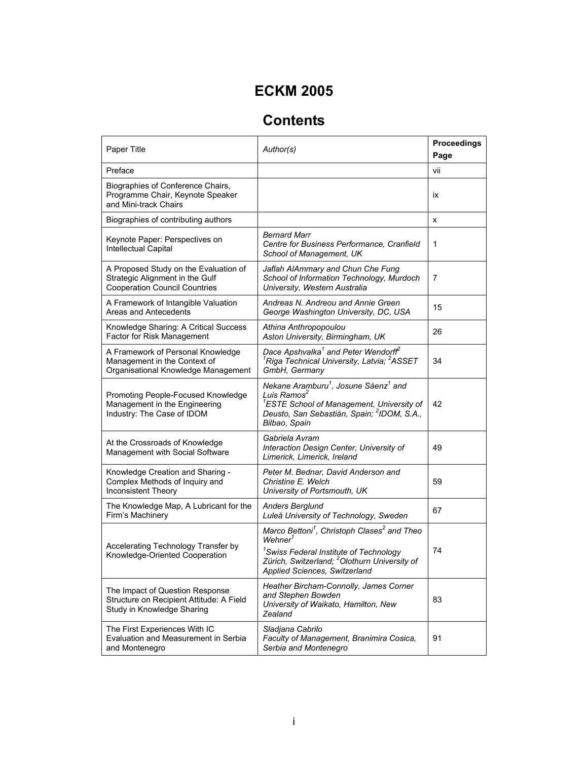# ECKM 2005

## Contents

| Paper Title | *Author(s)* | **Proceedings Page** |
|---|---|---|
| Preface | | vii |
| Biographies of Conference Chairs, Programme Chair, Keynote Speaker and Mini-track Chairs | | ix |
| Biographies of contributing authors | | x |
| Keynote Paper: Perspectives on Intellectual Capital | *Bernard Marr*<br>*Centre for Business Performance, Cranfield School of Management, UK* | 1 |
| A Proposed Study on the Evaluation of Strategic Alignment in the Gulf Cooperation Council Countries | *Jaflah AlAmmary and Chun Che Fung*<br>*School of Information Technology, Murdoch University, Western Australia* | 7 |
| A Framework of Intangible Valuation Areas and Antecedents | *Andreas N. Andreou and Annie Green*<br>*George Washington University, DC, USA* | 15 |
| Knowledge Sharing: A Critical Success Factor for Risk Management | *Athina Anthropopoulou*<br>*Aston University, Birmingham, UK* | 26 |
| A Framework of Personal Knowledge Management in the Context of Organisational Knowledge Management | *Dace Apshvalka[1] and Peter Wendorff[2]*<br>*[1]Riga Technical University, Latvia; [2]ASSET GmbH, Germany* | 34 |
| Promoting People-Focused Knowledge Management in the Engineering Industry: The Case of IDOM | *Nekane Aramburu[1], Josune Sáenz[1] and Luis Ramos[2]*<br>*[1]ESTE School of Management, University of Deusto, San Sebastián, Spain; [2]IDOM, S.A., Bilbao, Spain* | 42 |
| At the Crossroads of Knowledge Management with Social Software | *Gabriela Avram*<br>*Interaction Design Center, University of Limerick, Limerick, Ireland* | 49 |
| Knowledge Creation and Sharing - Complex Methods of Inquiry and Inconsistent Theory | *Peter M. Bednar, David Anderson and Christine E. Welch*<br>*University of Portsmouth, UK* | 59 |
| The Knowledge Map, A Lubricant for the Firm's Machinery | *Anders Berglund*<br>*Luleå University of Technology, Sweden* | 67 |
| Accelerating Technology Transfer by Knowledge-Oriented Cooperation | *Marco Bettoni[1], Christoph Clases[2] and Theo Wehner[1]*<br>*[1]Swiss Federal Institute of Technology Zürich, Switzerland; [2]Olothurn University of Applied Sciences, Switzerland* | 74 |
| The Impact of Question Response Structure on Recipient Attitude: A Field Study in Knowledge Sharing | *Heather Bircham-Connolly, James Corner and Stephen Bowden*<br>*University of Waikato, Hamilton, New Zealand* | 83 |
| The First Experiences With IC Evaluation and Measurement in Serbia and Montenegro | *Sladjana Cabrilo*<br>*Faculty of Management, Branimira Cosica, Serbia and Montenegro* | 91 |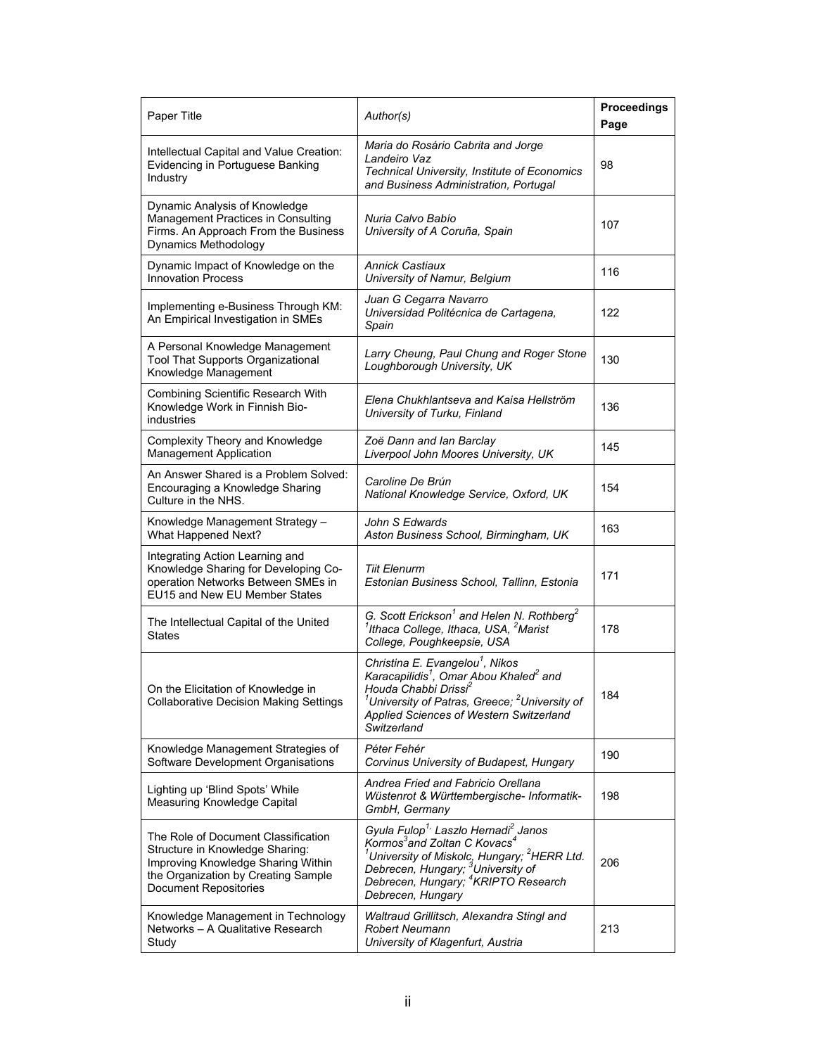| Paper Title | *Author(s)* | **Proceedings Page** |
| --- | --- | --- |
| Intellectual Capital and Value Creation: Evidencing in Portuguese Banking Industry | *Maria do Rosário Cabrita and Jorge Landeiro Vaz*<br>*Technical University, Institute of Economics and Business Administration, Portugal* | 98 |
| Dynamic Analysis of Knowledge Management Practices in Consulting Firms. An Approach From the Business Dynamics Methodology | *Nuria Calvo Babío*<br>*University of A Coruña, Spain* | 107 |
| Dynamic Impact of Knowledge on the Innovation Process | *Annick Castiaux*<br>*University of Namur, Belgium* | 116 |
| Implementing e-Business Through KM: An Empirical Investigation in SMEs | *Juan G Cegarra Navarro*<br>*Universidad Politécnica de Cartagena, Spain* | 122 |
| A Personal Knowledge Management Tool That Supports Organizational Knowledge Management | *Larry Cheung, Paul Chung and Roger Stone*<br>*Loughborough University, UK* | 130 |
| Combining Scientific Research With Knowledge Work in Finnish Bio-industries | *Elena Chukhlantseva and Kaisa Hellström*<br>*University of Turku, Finland* | 136 |
| Complexity Theory and Knowledge Management Application | *Zoë Dann and Ian Barclay*<br>*Liverpool John Moores University, UK* | 145 |
| An Answer Shared is a Problem Solved: Encouraging a Knowledge Sharing Culture in the NHS. | *Caroline De Brún*<br>*National Knowledge Service, Oxford, UK* | 154 |
| Knowledge Management Strategy – What Happened Next? | *John S Edwards*<br>*Aston Business School, Birmingham, UK* | 163 |
| Integrating Action Learning and Knowledge Sharing for Developing Co-operation Networks Between SMEs in EU15 and New EU Member States | *Tiit Elenurm*<br>*Estonian Business School, Tallinn, Estonia* | 171 |
| The Intellectual Capital of the United States | *G. Scott Erickson[1] and Helen N. Rothberg[2]*<br>*[1]Ithaca College, Ithaca, USA, [2]Marist College, Poughkeepsie, USA* | 178 |
| On the Elicitation of Knowledge in Collaborative Decision Making Settings | *Christina E. Evangelou[1], Nikos Karacapilidis[1], Omar Abou Khaled[2] and Houda Chabbi Drissi[2]*<br>*[1]University of Patras, Greece; [2]University of Applied Sciences of Western Switzerland Switzerland* | 184 |
| Knowledge Management Strategies of Software Development Organisations | *Péter Fehér*<br>*Corvinus University of Budapest, Hungary* | 190 |
| Lighting up 'Blind Spots' While Measuring Knowledge Capital | *Andrea Fried and Fabricio Orellana*<br>*Wüstenrot & Württembergische- Informatik-GmbH, Germany* | 198 |
| The Role of Document Classification Structure in Knowledge Sharing: Improving Knowledge Sharing Within the Organization by Creating Sample Document Repositories | *Gyula Fulop[1], Laszlo Hernadi[2] Janos Kormos[3] and Zoltan C Kovacs[4]*<br>*[1]University of Miskolc, Hungary; [2]HERR Ltd. Debrecen, Hungary; [3]University of Debrecen, Hungary; [4]KRIPTO Research Debrecen, Hungary* | 206 |
| Knowledge Management in Technology Networks – A Qualitative Research Study | *Waltraud Grillitsch, Alexandra Stingl and Robert Neumann*<br>*University of Klagenfurt, Austria* | 213 |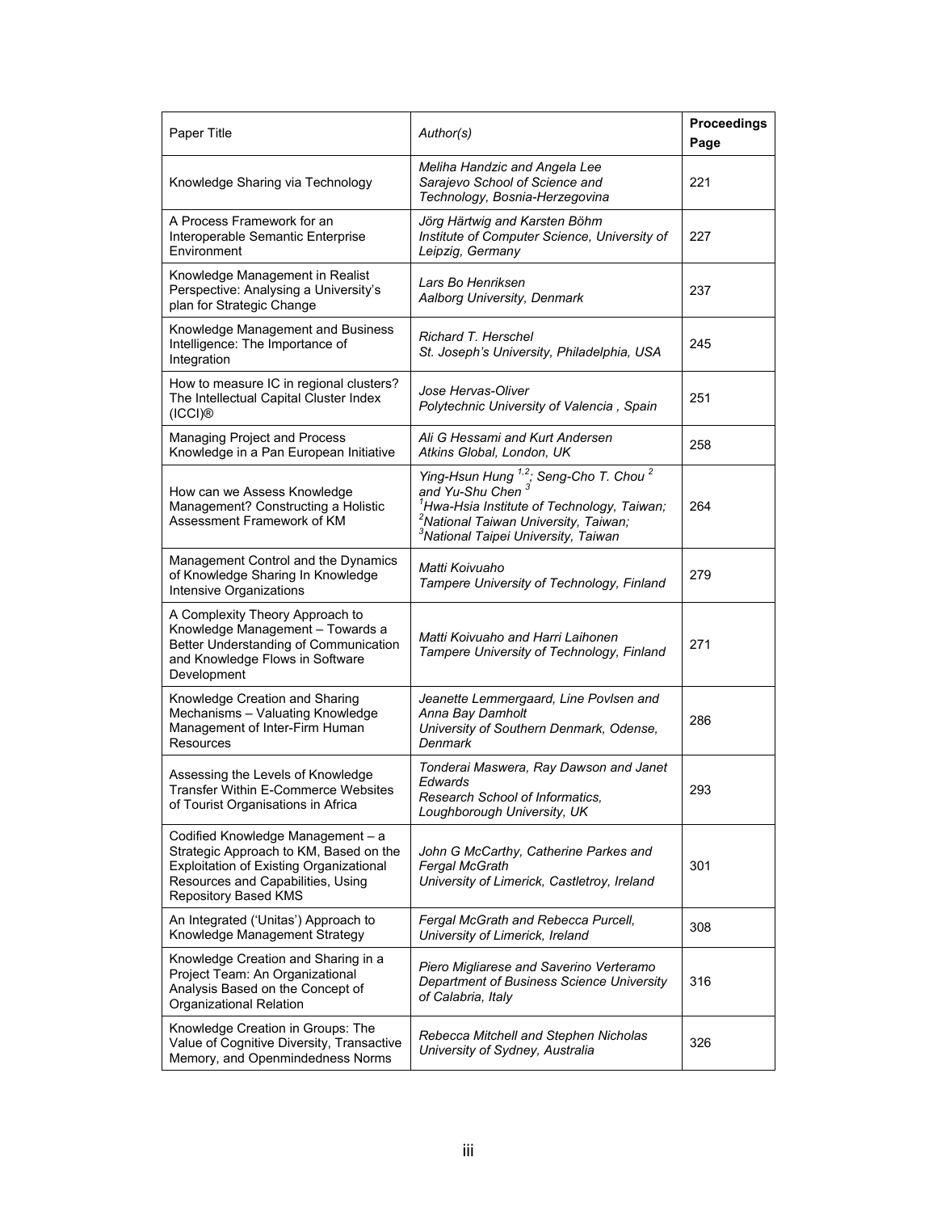| Paper Title | *Author(s)* | **Proceedings Page** |
|---|---|---|
| Knowledge Sharing via Technology | *Meliha Handzic and Angela Lee Sarajevo School of Science and Technology, Bosnia-Herzegovina* | 221 |
| A Process Framework for an Interoperable Semantic Enterprise Environment | *Jörg Härtwig and Karsten Böhm Institute of Computer Science, University of Leipzig, Germany* | 227 |
| Knowledge Management in Realist Perspective: Analysing a University's plan for Strategic Change | *Lars Bo Henriksen Aalborg University, Denmark* | 237 |
| Knowledge Management and Business Intelligence: The Importance of Integration | *Richard T. Herschel St. Joseph's University, Philadelphia, USA* | 245 |
| How to measure IC in regional clusters? The Intellectual Capital Cluster Index (ICCI)® | *Jose Hervas-Oliver Polytechnic University of Valencia , Spain* | 251 |
| Managing Project and Process Knowledge in a Pan European Initiative | *Ali G Hessami and Kurt Andersen Atkins Global, London, UK* | 258 |
| How can we Assess Knowledge Management? Constructing a Holistic Assessment Framework of KM | *Ying-Hsun Hung [1,2]; Seng-Cho T. Chou [2] and Yu-Shu Chen [3] [1]Hwa-Hsia Institute of Technology, Taiwan; [2]National Taiwan University, Taiwan; [3]National Taipei University, Taiwan* | 264 |
| Management Control and the Dynamics of Knowledge Sharing In Knowledge Intensive Organizations | *Matti Koivuaho Tampere University of Technology, Finland* | 279 |
| A Complexity Theory Approach to Knowledge Management – Towards a Better Understanding of Communication and Knowledge Flows in Software Development | *Matti Koivuaho and Harri Laihonen Tampere University of Technology, Finland* | 271 |
| Knowledge Creation and Sharing Mechanisms – Valuating Knowledge Management of Inter-Firm Human Resources | *Jeanette Lemmergaard, Line Povlsen and Anna Bay Damholt University of Southern Denmark, Odense, Denmark* | 286 |
| Assessing the Levels of Knowledge Transfer Within E-Commerce Websites of Tourist Organisations in Africa | *Tonderai Maswera, Ray Dawson and Janet Edwards Research School of Informatics, Loughborough University, UK* | 293 |
| Codified Knowledge Management – a Strategic Approach to KM, Based on the Exploitation of Existing Organizational Resources and Capabilities, Using Repository Based KMS | *John G McCarthy, Catherine Parkes and Fergal McGrath University of Limerick, Castletroy, Ireland* | 301 |
| An Integrated ('Unitas') Approach to Knowledge Management Strategy | *Fergal McGrath and Rebecca Purcell, University of Limerick, Ireland* | 308 |
| Knowledge Creation and Sharing in a Project Team: An Organizational Analysis Based on the Concept of Organizational Relation | *Piero Migliarese and Saverino Verteramo Department of Business Science University of Calabria, Italy* | 316 |
| Knowledge Creation in Groups: The Value of Cognitive Diversity, Transactive Memory, and Openmindedness Norms | *Rebecca Mitchell and Stephen Nicholas University of Sydney, Australia* | 326 |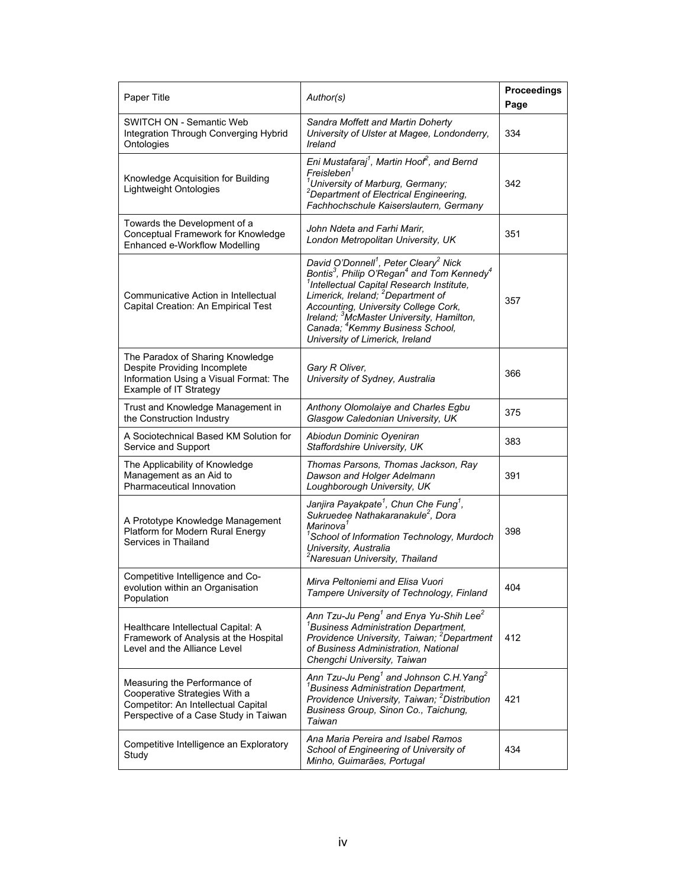| Paper Title | *Author(s)* | **Proceedings Page** |
|---|---|---|
| SWITCH ON - Semantic Web Integration Through Converging Hybrid Ontologies | *Sandra Moffett and Martin Doherty University of Ulster at Magee, Londonderry, Ireland* | 334 |
| Knowledge Acquisition for Building Lightweight Ontologies | *Eni Mustafaraj[1], Martin Hoof[2], and Bernd Freisleben[1] [1]University of Marburg, Germany; [2]Department of Electrical Engineering, Fachhochschule Kaiserslautern, Germany* | 342 |
| Towards the Development of a Conceptual Framework for Knowledge Enhanced e-Workflow Modelling | *John Ndeta and Farhi Marir, London Metropolitan University, UK* | 351 |
| Communicative Action in Intellectual Capital Creation: An Empirical Test | *David O'Donnell[1], Peter Cleary[2] Nick Bontis[3], Philip O'Regan[4] and Tom Kennedy[4] [1]Intellectual Capital Research Institute, Limerick, Ireland; [2]Department of Accounting, University College Cork, Ireland; [3]McMaster University, Hamilton, Canada; [4]Kemmy Business School, University of Limerick, Ireland* | 357 |
| The Paradox of Sharing Knowledge Despite Providing Incomplete Information Using a Visual Format: The Example of IT Strategy | *Gary R Oliver, University of Sydney, Australia* | 366 |
| Trust and Knowledge Management in the Construction Industry | *Anthony Olomolaiye and Charles Egbu Glasgow Caledonian University, UK* | 375 |
| A Sociotechnical Based KM Solution for Service and Support | *Abiodun Dominic Oyeniran Staffordshire University, UK* | 383 |
| The Applicability of Knowledge Management as an Aid to Pharmaceutical Innovation | *Thomas Parsons, Thomas Jackson, Ray Dawson and Holger Adelmann Loughborough University, UK* | 391 |
| A Prototype Knowledge Management Platform for Modern Rural Energy Services in Thailand | *Janjira Payakpate[1], Chun Che Fung[1], Sukruedee Nathakaranakule[2], Dora Marinova[1] [1]School of Information Technology, Murdoch University, Australia [2]Naresuan University, Thailand* | 398 |
| Competitive Intelligence and Co-evolution within an Organisation Population | *Mirva Peltoniemi and Elisa Vuori Tampere University of Technology, Finland* | 404 |
| Healthcare Intellectual Capital: A Framework of Analysis at the Hospital Level and the Alliance Level | *Ann Tzu-Ju Peng[1] and Enya Yu-Shih Lee[2] [1]Business Administration Department, Providence University, Taiwan; [2]Department of Business Administration, National Chengchi University, Taiwan* | 412 |
| Measuring the Performance of Cooperative Strategies With a Competitor: An Intellectual Capital Perspective of a Case Study in Taiwan | *Ann Tzu-Ju Peng[1] and Johnson C.H.Yang[2] [1]Business Administration Department, Providence University, Taiwan; [2]Distribution Business Group, Sinon Co., Taichung, Taiwan* | 421 |
| Competitive Intelligence an Exploratory Study | *Ana Maria Pereira and Isabel Ramos School of Engineering of University of Minho, Guimarães, Portugal* | 434 |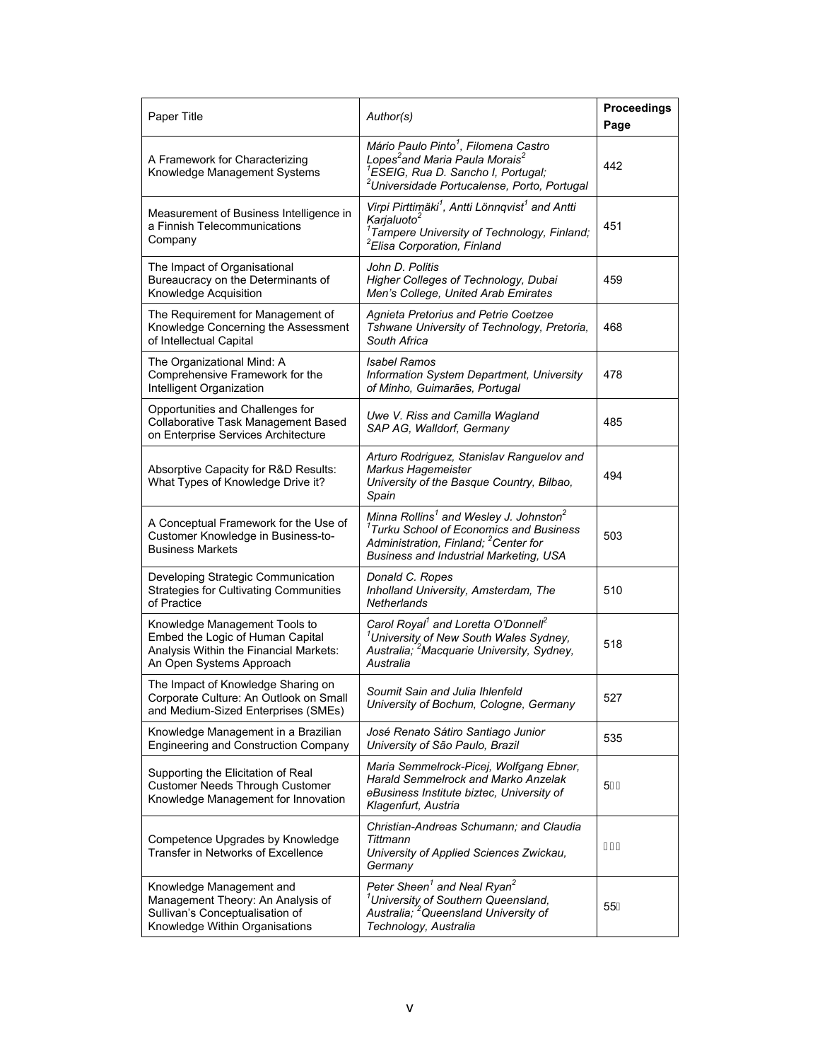| Paper Title | *Author(s)* | **Proceedings Page** |
|---|---|---|
| A Framework for Characterizing Knowledge Management Systems | *Mário Paulo Pinto[1], Filomena Castro Lopes[2] and Maria Paula Morais[2]* *[1]ESEIG, Rua D. Sancho I, Portugal; [2]Universidade Portucalense, Porto, Portugal* | 442 |
| Measurement of Business Intelligence in a Finnish Telecommunications Company | *Virpi Pirttimäki[1], Antti Lönnqvist[1] and Antti Karjaluoto[2]* *[1]Tampere University of Technology, Finland; [2]Elisa Corporation, Finland* | 451 |
| The Impact of Organisational Bureaucracy on the Determinants of Knowledge Acquisition | *John D. Politis* *Higher Colleges of Technology, Dubai Men's College, United Arab Emirates* | 459 |
| The Requirement for Management of Knowledge Concerning the Assessment of Intellectual Capital | *Agnieta Pretorius and Petrie Coetzee* *Tshwane University of Technology, Pretoria, South Africa* | 468 |
| The Organizational Mind: A Comprehensive Framework for the Intelligent Organization | *Isabel Ramos* *Information System Department, University of Minho, Guimarães, Portugal* | 478 |
| Opportunities and Challenges for Collaborative Task Management Based on Enterprise Services Architecture | *Uwe V. Riss and Camilla Wagland* *SAP AG, Walldorf, Germany* | 485 |
| Absorptive Capacity for R&D Results: What Types of Knowledge Drive it? | *Arturo Rodriguez, Stanislav Ranguelov and Markus Hagemeister* *University of the Basque Country, Bilbao, Spain* | 494 |
| A Conceptual Framework for the Use of Customer Knowledge in Business-to-Business Markets | *Minna Rollins[1] and Wesley J. Johnston[2]* *[1]Turku School of Economics and Business Administration, Finland; [2]Center for Business and Industrial Marketing, USA* | 503 |
| Developing Strategic Communication Strategies for Cultivating Communities of Practice | *Donald C. Ropes* *Inholland University, Amsterdam, The Netherlands* | 510 |
| Knowledge Management Tools to Embed the Logic of Human Capital Analysis Within the Financial Markets: An Open Systems Approach | *Carol Royal[1] and Loretta O'Donnell[2]* *[1]University of New South Wales Sydney, Australia; [2]Macquarie University, Sydney, Australia* | 518 |
| The Impact of Knowledge Sharing on Corporate Culture: An Outlook on Small and Medium-Sized Enterprises (SMEs) | *Soumit Sain and Julia Ihlenfeld* *University of Bochum, Cologne, Germany* | 527 |
| Knowledge Management in a Brazilian Engineering and Construction Company | *José Renato Sátiro Santiago Junior* *University of São Paulo, Brazil* | 535 |
| Supporting the Elicitation of Real Customer Needs Through Customer Knowledge Management for Innovation | *Maria Semmelrock-Picej, Wolfgang Ebner, Harald Semmelrock and Marko Anzelak* *eBusiness Institute biztec, University of Klagenfurt, Austria* | 5 |
| Competence Upgrades by Knowledge Transfer in Networks of Excellence | *Christian-Andreas Schumann; and Claudia Tittmann* *University of Applied Sciences Zwickau, Germany* | |
| Knowledge Management and Management Theory: An Analysis of Sullivan's Conceptualisation of Knowledge Within Organisations | *Peter Sheen[1] and Neal Ryan[2]* *[1]University of Southern Queensland, Australia; [2]Queensland University of Technology, Australia* | 55 |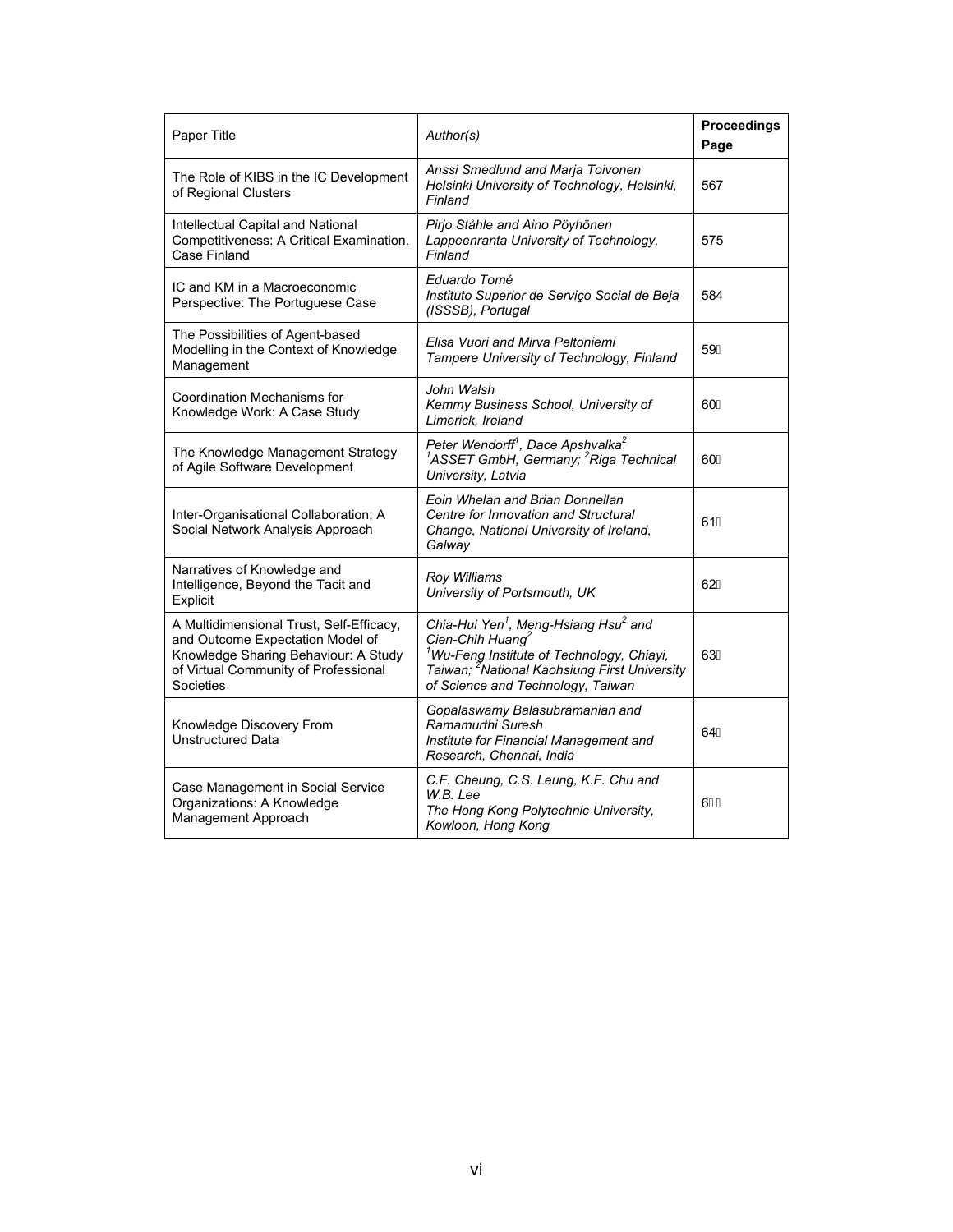| Paper Title | *Author(s)* | **Proceedings Page** |
| --- | --- | --- |
| The Role of KIBS in the IC Development of Regional Clusters | *Anssi Smedlund and Marja Toivonen Helsinki University of Technology, Helsinki, Finland* | 567 |
| Intellectual Capital and National Competitiveness: A Critical Examination. Case Finland | *Pirjo Ståhle and Aino Pöyhönen Lappeenranta University of Technology, Finland* | 575 |
| IC and KM in a Macroeconomic Perspective: The Portuguese Case | *Eduardo Tomé Instituto Superior de Serviço Social de Beja (ISSSB), Portugal* | 584 |
| The Possibilities of Agent-based Modelling in the Context of Knowledge Management | *Elisa Vuori and Mirva Peltoniemi Tampere University of Technology, Finland* | 59 |
| Coordination Mechanisms for Knowledge Work: A Case Study | *John Walsh Kemmy Business School, University of Limerick, Ireland* | 60 |
| The Knowledge Management Strategy of Agile Software Development | *Peter Wendorff[1], Dace Apshvalka[2] [1]ASSET GmbH, Germany; [2]Riga Technical University, Latvia* | 60 |
| Inter-Organisational Collaboration; A Social Network Analysis Approach | *Eoin Whelan and Brian Donnellan Centre for Innovation and Structural Change, National University of Ireland, Galway* | 61 |
| Narratives of Knowledge and Intelligence, Beyond the Tacit and Explicit | *Roy Williams University of Portsmouth, UK* | 62 |
| A Multidimensional Trust, Self-Efficacy, and Outcome Expectation Model of Knowledge Sharing Behaviour: A Study of Virtual Community of Professional Societies | *Chia-Hui Yen[1], Meng-Hsiang Hsu[2] and Cien-Chih Huang[2] [1]Wu-Feng Institute of Technology, Chiayi, Taiwan; [2]National Kaohsiung First University of Science and Technology, Taiwan* | 63 |
| Knowledge Discovery From Unstructured Data | *Gopalaswamy Balasubramanian and Ramamurthi Suresh Institute for Financial Management and Research, Chennai, India* | 64 |
| Case Management in Social Service Organizations: A Knowledge Management Approach | *C.F. Cheung, C.S. Leung, K.F. Chu and W.B. Lee The Hong Kong Polytechnic University, Kowloon, Hong Kong* | 6 |